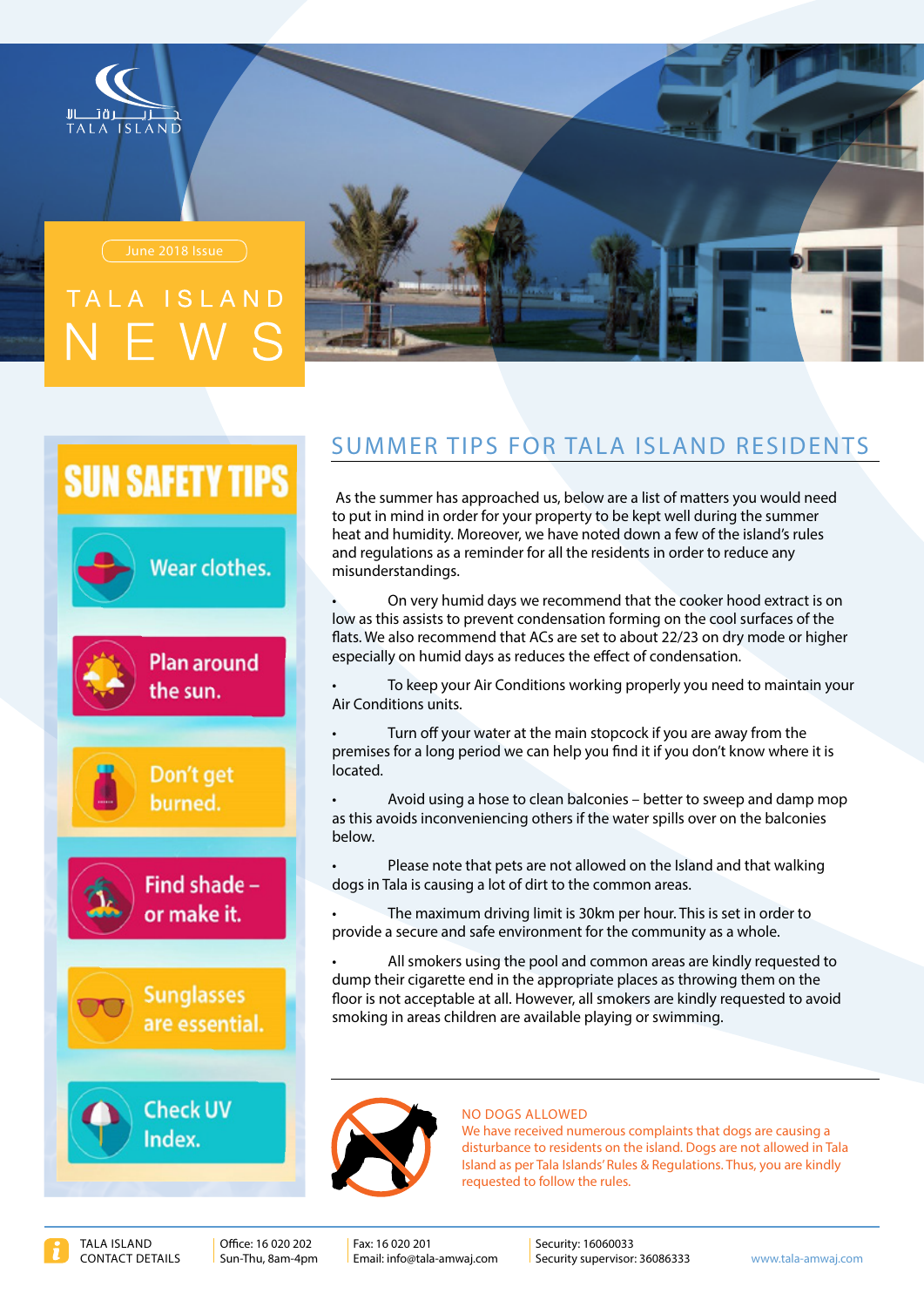TALA ISLAND

June 2018 Issue

# TALA ISLAND NEWS

## SUN SAFETY TIPS

- Wear clothes.
- Plan around the sun.
- Don't get burned.
- Find shade – or make it.
- Sunglasses are essential.
- Check UV Index.

## SUMMER TIPS FOR TALA ISLAND RESIDENTS

As the summer has approached us, below are a list of matters you would need to put in mind in order for your property to be kept well during the summer heat and humidity. Moreover, we have noted down a few of the island's rules and regulations as a reminder for all the residents in order to reduce any misunderstandings.

- On very humid days we recommend that the cooker hood extract is on low as this assists to prevent condensation forming on the cool surfaces of the flats. We also recommend that ACs are set to about 22/23 on dry mode or higher especially on humid days as reduces the effect of condensation.
- To keep your Air Conditions working properly you need to maintain your Air Conditions units.
- Turn off your water at the main stopcock if you are away from the premises for a long period we can help you find it if you don't know where it is located.
- Avoid using a hose to clean balconies – better to sweep and damp mop as this avoids inconveniencing others if the water spills over on the balconies below.
- Please note that pets are not allowed on the Island and that walking dogs in Tala is causing a lot of dirt to the common areas.
- The maximum driving limit is 30km per hour. This is set in order to provide a secure and safe environment for the community as a whole.
- All smokers using the pool and common areas are kindly requested to dump their cigarette end in the appropriate places as throwing them on the floor is not acceptable at all. However, all smokers are kindly requested to avoid smoking in areas children are available playing or swimming.

### NO DOGS ALLOWED

We have received numerous complaints that dogs are causing a disturbance to residents on the island. Dogs are not allowed in Tala Island as per Tala Islands' Rules & Regulations. Thus, you are kindly requested to follow the rules.

TALA ISLAND CONTACT DETAILS

Office: 16 020 202
Sun-Thu, 8am-4pm

Fax: 16 020 201
Email: info@tala-amwaj.com

Security: 16060033
Security supervisor: 36086333

www.tala-amwaj.com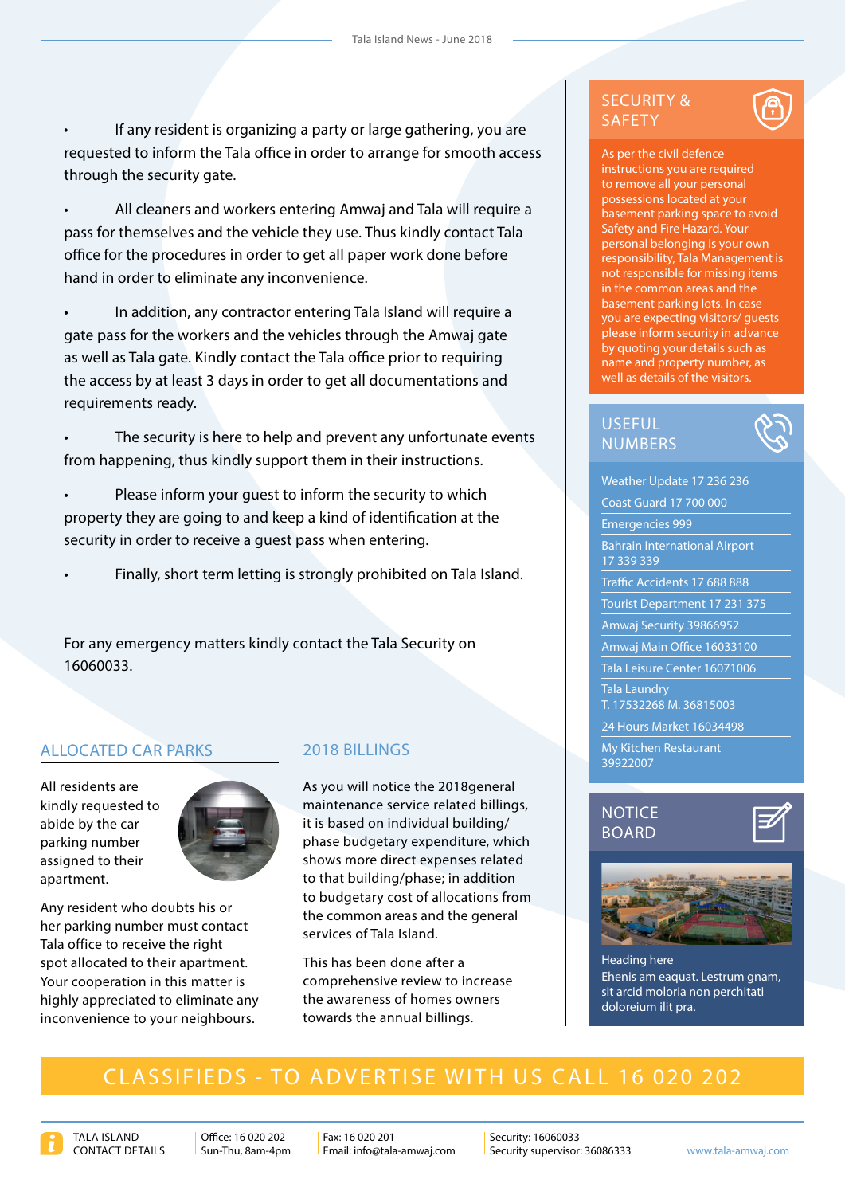- If any resident is organizing a party or large gathering, you are requested to inform the Tala office in order to arrange for smooth access through the security gate.
- All cleaners and workers entering Amwaj and Tala will require a pass for themselves and the vehicle they use. Thus kindly contact Tala office for the procedures in order to get all paper work done before hand in order to eliminate any inconvenience.
- In addition, any contractor entering Tala Island will require a gate pass for the workers and the vehicles through the Amwaj gate as well as Tala gate. Kindly contact the Tala office prior to requiring the access by at least 3 days in order to get all documentations and requirements ready.
- The security is here to help and prevent any unfortunate events from happening, thus kindly support them in their instructions.
- Please inform your guest to inform the security to which property they are going to and keep a kind of identification at the security in order to receive a guest pass when entering.
- Finally, short term letting is strongly prohibited on Tala Island.

For any emergency matters kindly contact the Tala Security on 16060033.

## ALLOCATED CAR PARKS

All residents are kindly requested to abide by the car parking number assigned to their apartment.

Any resident who doubts his or her parking number must contact Tala office to receive the right spot allocated to their apartment. Your cooperation in this matter is highly appreciated to eliminate any inconvenience to your neighbours.

## 2018 BILLINGS

As you will notice the 2018general maintenance service related billings, it is based on individual building/ phase budgetary expenditure, which shows more direct expenses related to that building/phase; in addition to budgetary cost of allocations from the common areas and the general services of Tala Island.

This has been done after a comprehensive review to increase the awareness of homes owners towards the annual billings.

## SECURITY & SAFETY

As per the civil defence instructions you are required to remove all your personal possessions located at your basement parking space to avoid Safety and Fire Hazard. Your personal belonging is your own responsibility, Tala Management is not responsible for missing items in the common areas and the basement parking lots. In case you are expecting visitors/ guests please inform security in advance by quoting your details such as name and property number, as well as details of the visitors.

## USEFUL NUMBERS

- Weather Update 17 236 236
- Coast Guard 17 700 000
- Emergencies 999
- Bahrain International Airport 17 339 339
- Traffic Accidents 17 688 888
- Tourist Department 17 231 375
- Amwaj Security 39866952
- Amwaj Main Office 16033100
- Tala Leisure Center 16071006
- Tala Laundry T. 17532268 M. 36815003
- 24 Hours Market 16034498
- My Kitchen Restaurant 39922007

## NOTICE BOARD

Heading here

Ehenis am eaquat. Lestrum gnam, sit arcid moloria non perchitati doloreium ilit pra.

## CLASSIFIEDS - TO ADVERTISE WITH US CALL 16 020 202

TALA ISLAND CONTACT DETAILS

Office: 16 020 202
Sun-Thu, 8am-4pm

Fax: 16 020 201
Email: info@tala-amwaj.com

Security: 16060033
Security supervisor: 36086333

www.tala-amwaj.com